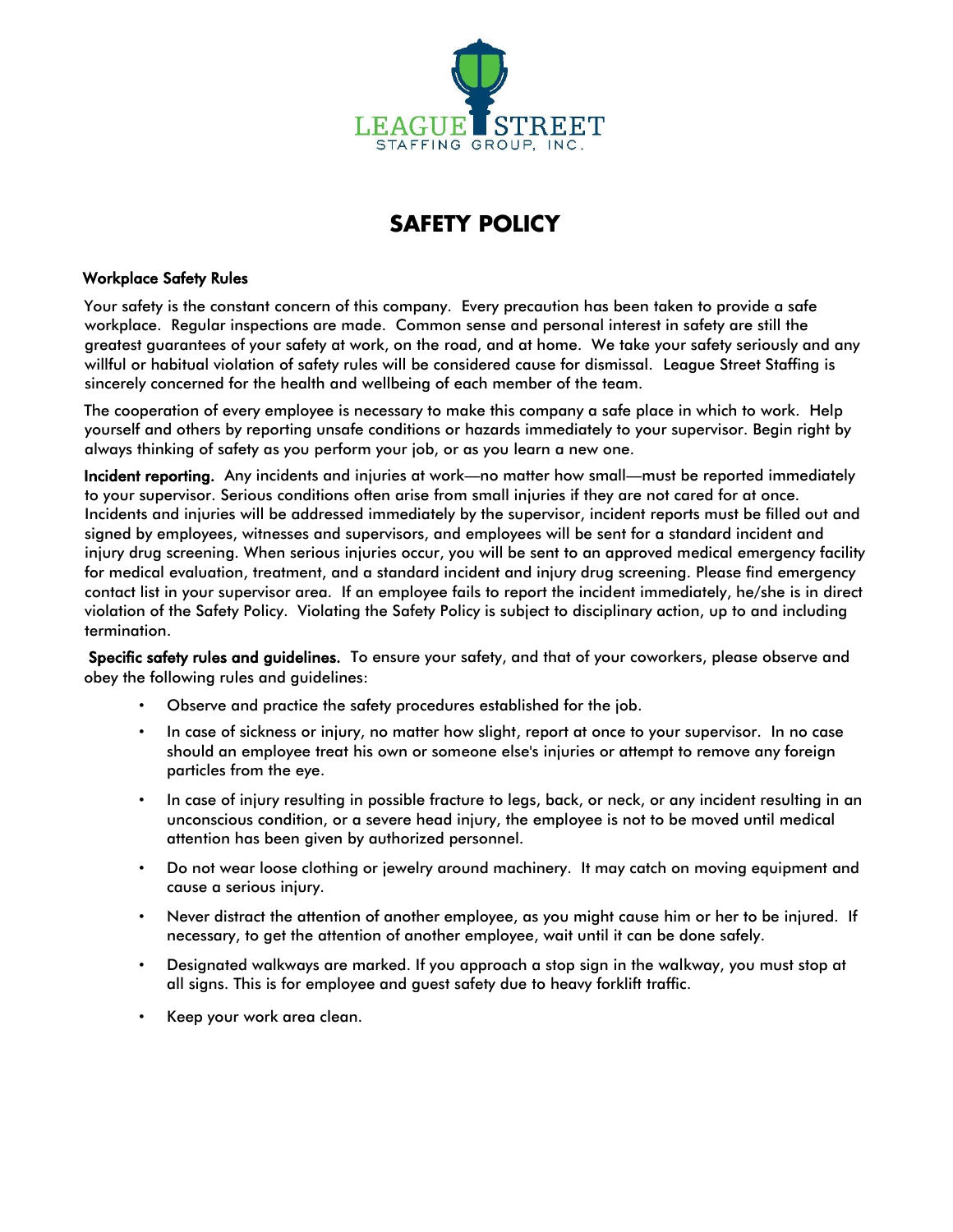LEAGUE STREET
STAFFING GROUP, INC.

# SAFETY POLICY

## Workplace Safety Rules

Your safety is the constant concern of this company. Every precaution has been taken to provide a safe workplace. Regular inspections are made. Common sense and personal interest in safety are still the greatest guarantees of your safety at work, on the road, and at home. We take your safety seriously and any willful or habitual violation of safety rules will be considered cause for dismissal. League Street Staffing is sincerely concerned for the health and wellbeing of each member of the team.

The cooperation of every employee is necessary to make this company a safe place in which to work. Help yourself and others by reporting unsafe conditions or hazards immediately to your supervisor. Begin right by always thinking of safety as you perform your job, or as you learn a new one.

**Incident reporting.** Any incidents and injuries at work—no matter how small—must be reported immediately to your supervisor. Serious conditions often arise from small injuries if they are not cared for at once. Incidents and injuries will be addressed immediately by the supervisor, incident reports must be filled out and signed by employees, witnesses and supervisors, and employees will be sent for a standard incident and injury drug screening. When serious injuries occur, you will be sent to an approved medical emergency facility for medical evaluation, treatment, and a standard incident and injury drug screening. Please find emergency contact list in your supervisor area. If an employee fails to report the incident immediately, he/she is in direct violation of the Safety Policy. Violating the Safety Policy is subject to disciplinary action, up to and including termination.

**Specific safety rules and guidelines.** To ensure your safety, and that of your coworkers, please observe and obey the following rules and guidelines:

- Observe and practice the safety procedures established for the job.
- In case of sickness or injury, no matter how slight, report at once to your supervisor. In no case should an employee treat his own or someone else's injuries or attempt to remove any foreign particles from the eye.
- In case of injury resulting in possible fracture to legs, back, or neck, or any incident resulting in an unconscious condition, or a severe head injury, the employee is not to be moved until medical attention has been given by authorized personnel.
- Do not wear loose clothing or jewelry around machinery. It may catch on moving equipment and cause a serious injury.
- Never distract the attention of another employee, as you might cause him or her to be injured. If necessary, to get the attention of another employee, wait until it can be done safely.
- Designated walkways are marked. If you approach a stop sign in the walkway, you must stop at all signs. This is for employee and guest safety due to heavy forklift traffic.
- Keep your work area clean.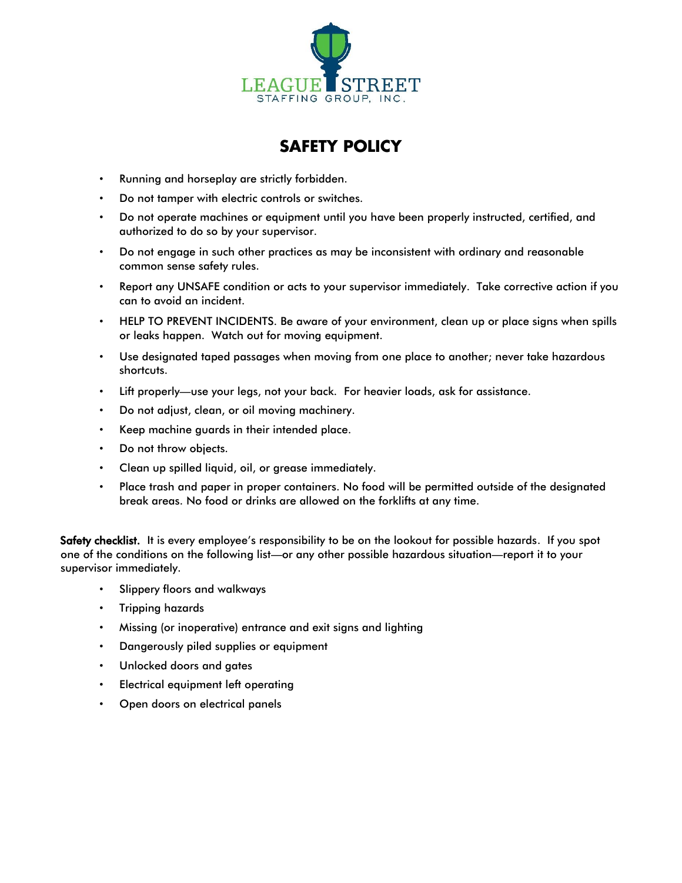LEAGUE STREET
STAFFING GROUP, INC.

# SAFETY POLICY

- Running and horseplay are strictly forbidden.
- Do not tamper with electric controls or switches.
- Do not operate machines or equipment until you have been properly instructed, certified, and authorized to do so by your supervisor.
- Do not engage in such other practices as may be inconsistent with ordinary and reasonable common sense safety rules.
- Report any UNSAFE condition or acts to your supervisor immediately. Take corrective action if you can to avoid an incident.
- HELP TO PREVENT INCIDENTS. Be aware of your environment, clean up or place signs when spills or leaks happen. Watch out for moving equipment.
- Use designated taped passages when moving from one place to another; never take hazardous shortcuts.
- Lift properly—use your legs, not your back. For heavier loads, ask for assistance.
- Do not adjust, clean, or oil moving machinery.
- Keep machine guards in their intended place.
- Do not throw objects.
- Clean up spilled liquid, oil, or grease immediately.
- Place trash and paper in proper containers. No food will be permitted outside of the designated break areas. No food or drinks are allowed on the forklifts at any time.

**Safety checklist.** It is every employee's responsibility to be on the lookout for possible hazards. If you spot one of the conditions on the following list—or any other possible hazardous situation—report it to your supervisor immediately.

- Slippery floors and walkways
- Tripping hazards
- Missing (or inoperative) entrance and exit signs and lighting
- Dangerously piled supplies or equipment
- Unlocked doors and gates
- Electrical equipment left operating
- Open doors on electrical panels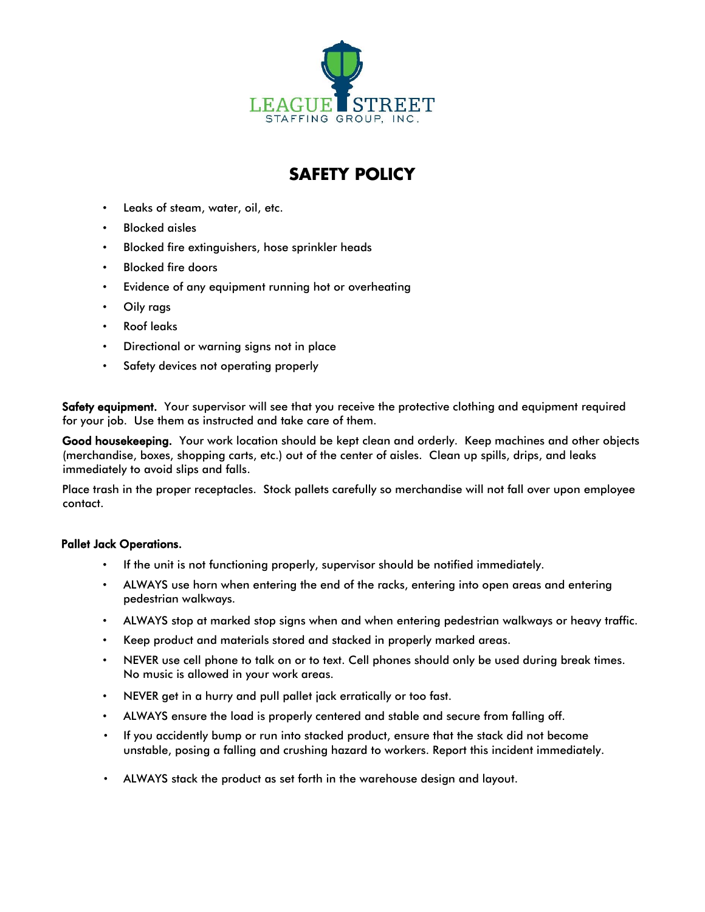# SAFETY POLICY

- Leaks of steam, water, oil, etc.
- Blocked aisles
- Blocked fire extinguishers, hose sprinkler heads
- Blocked fire doors
- Evidence of any equipment running hot or overheating
- Oily rags
- Roof leaks
- Directional or warning signs not in place
- Safety devices not operating properly

**Safety equipment.** Your supervisor will see that you receive the protective clothing and equipment required for your job. Use them as instructed and take care of them.

**Good housekeeping.** Your work location should be kept clean and orderly. Keep machines and other objects (merchandise, boxes, shopping carts, etc.) out of the center of aisles. Clean up spills, drips, and leaks immediately to avoid slips and falls.

Place trash in the proper receptacles. Stock pallets carefully so merchandise will not fall over upon employee contact.

**Pallet Jack Operations.**

- If the unit is not functioning properly, supervisor should be notified immediately.
- ALWAYS use horn when entering the end of the racks, entering into open areas and entering pedestrian walkways.
- ALWAYS stop at marked stop signs when and when entering pedestrian walkways or heavy traffic.
- Keep product and materials stored and stacked in properly marked areas.
- NEVER use cell phone to talk on or to text. Cell phones should only be used during break times. No music is allowed in your work areas.
- NEVER get in a hurry and pull pallet jack erratically or too fast.
- ALWAYS ensure the load is properly centered and stable and secure from falling off.
- If you accidently bump or run into stacked product, ensure that the stack did not become unstable, posing a falling and crushing hazard to workers. Report this incident immediately.
- ALWAYS stack the product as set forth in the warehouse design and layout.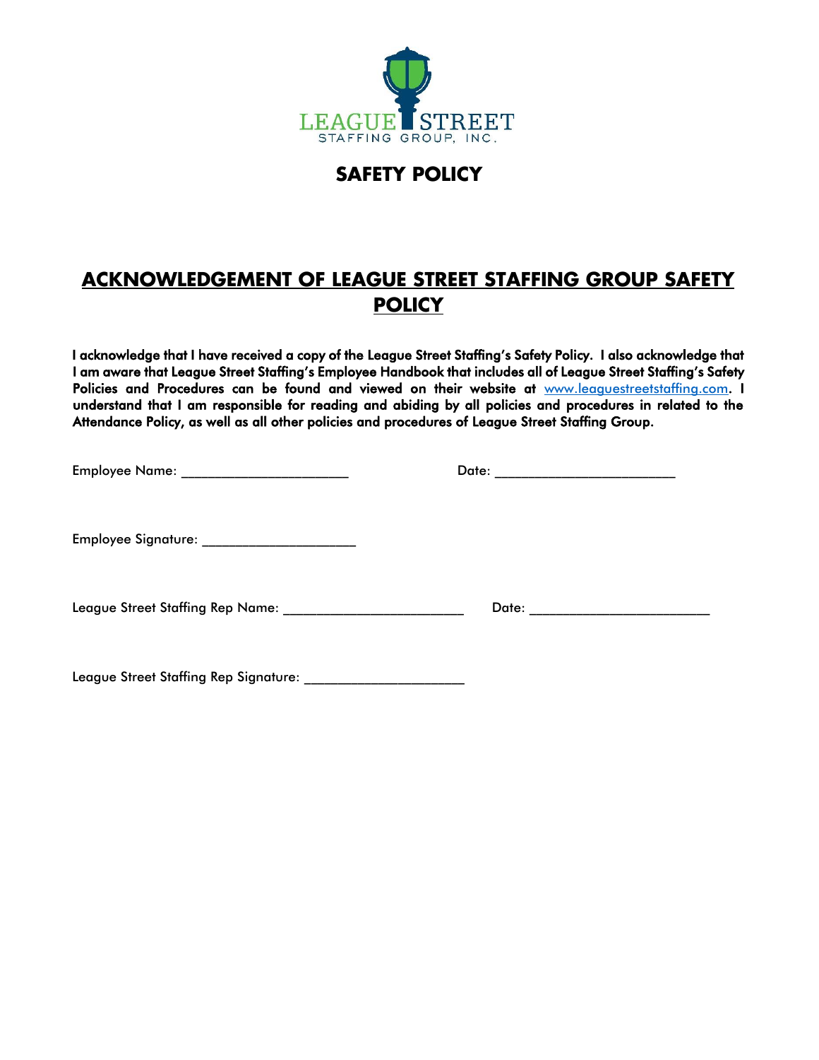LEAGUE STREET
STAFFING GROUP, INC.

# SAFETY POLICY

## ACKNOWLEDGEMENT OF LEAGUE STREET STAFFING GROUP SAFETY POLICY

**I acknowledge that I have received a copy of the League Street Staffing's Safety Policy. I also acknowledge that I am aware that League Street Staffing's Employee Handbook that includes all of League Street Staffing's Safety Policies and Procedures can be found and viewed on their website at www.leaguestreetstaffing.com. I understand that I am responsible for reading and abiding by all policies and procedures in related to the Attendance Policy, as well as all other policies and procedures of League Street Staffing Group.**

Employee Name: ______________________ Date: ________________________

Employee Signature: ____________________

League Street Staffing Rep Name: ________________________ Date: ________________________

League Street Staffing Rep Signature: ____________________